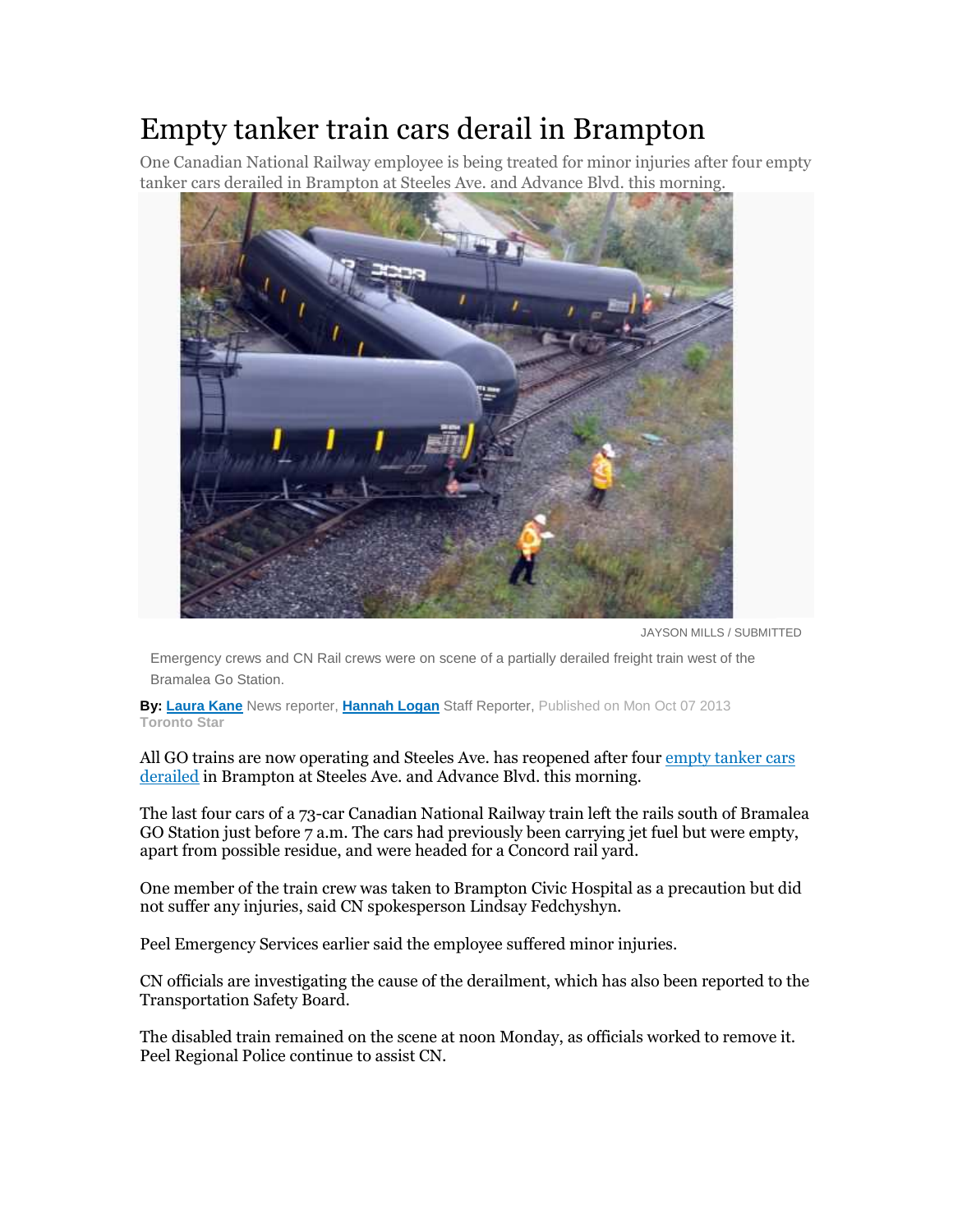# Empty tanker train cars derail in Brampton

One Canadian National Railway employee is being treated for minor injuries after four empty tanker cars derailed in Brampton at Steeles Ave. and Advance Blvd. this morning.

JAYSON MILLS / SUBMITTED

Emergency crews and CN Rail crews were on scene of a partially derailed freight train west of the Bramalea Go Station.

**By:** **Laura Kane** News reporter, **Hannah Logan** Staff Reporter, Published on Mon Oct 07 2013
**Toronto Star**

All GO trains are now operating and Steeles Ave. has reopened after four empty tanker cars derailed in Brampton at Steeles Ave. and Advance Blvd. this morning.

The last four cars of a 73-car Canadian National Railway train left the rails south of Bramalea GO Station just before 7 a.m. The cars had previously been carrying jet fuel but were empty, apart from possible residue, and were headed for a Concord rail yard.

One member of the train crew was taken to Brampton Civic Hospital as a precaution but did not suffer any injuries, said CN spokesperson Lindsay Fedchyshyn.

Peel Emergency Services earlier said the employee suffered minor injuries.

CN officials are investigating the cause of the derailment, which has also been reported to the Transportation Safety Board.

The disabled train remained on the scene at noon Monday, as officials worked to remove it. Peel Regional Police continue to assist CN.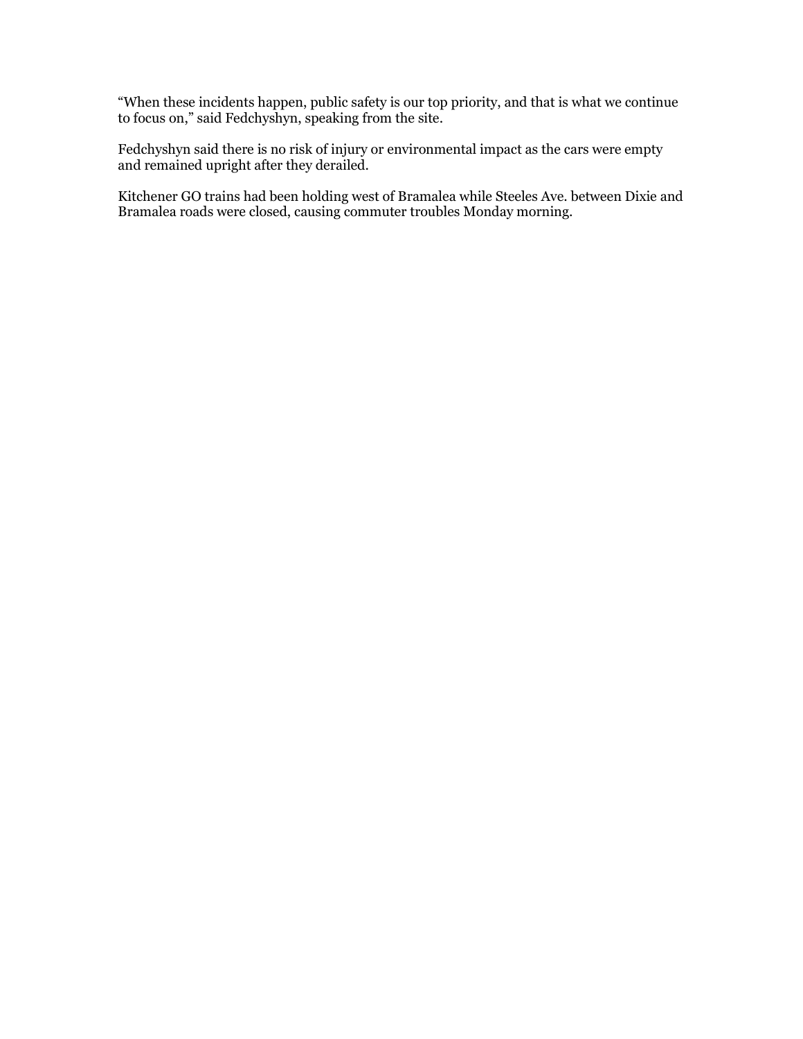"When these incidents happen, public safety is our top priority, and that is what we continue to focus on," said Fedchyshyn, speaking from the site.

Fedchyshyn said there is no risk of injury or environmental impact as the cars were empty and remained upright after they derailed.

Kitchener GO trains had been holding west of Bramalea while Steeles Ave. between Dixie and Bramalea roads were closed, causing commuter troubles Monday morning.